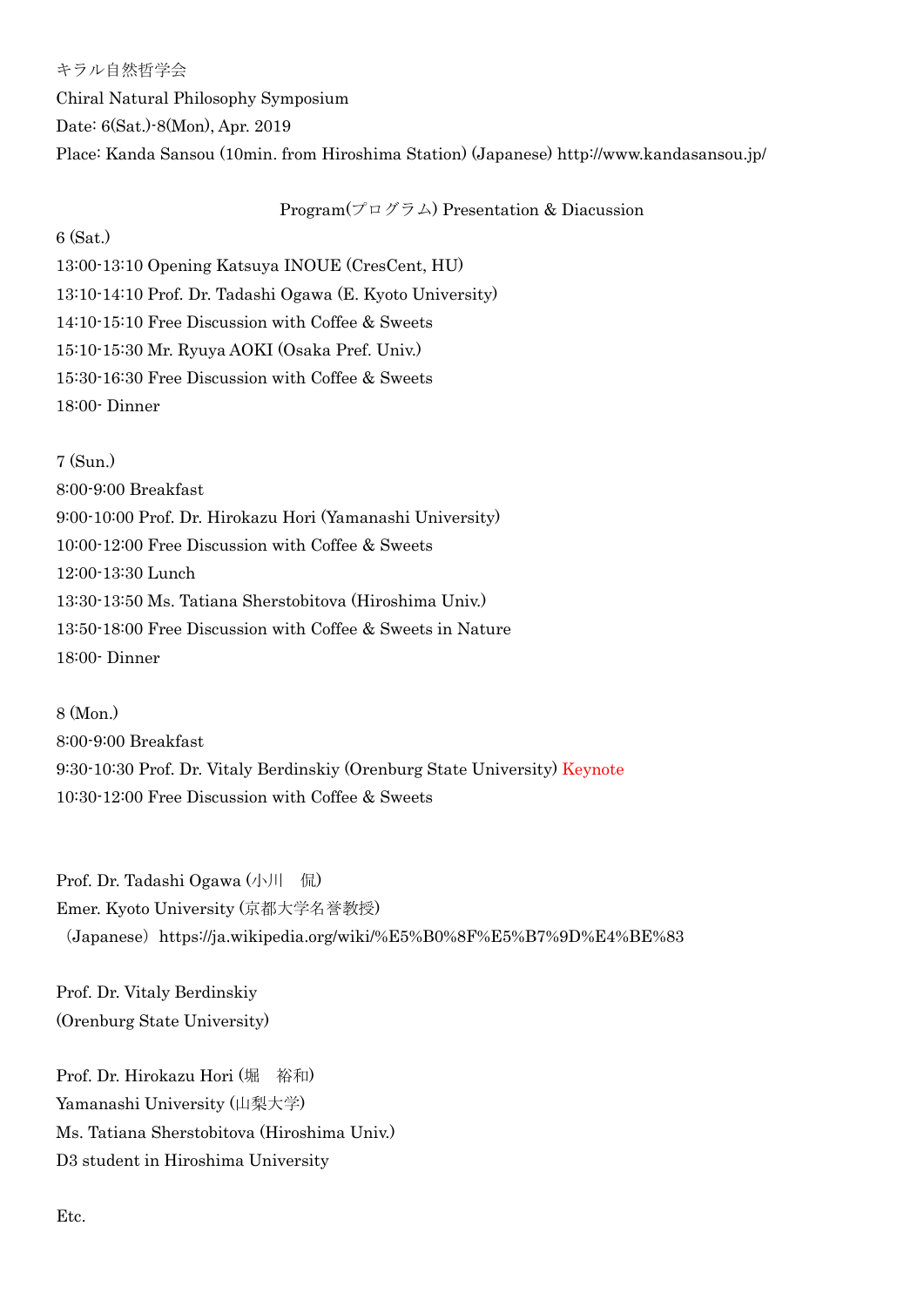キラル自然哲学会

Chiral Natural Philosophy Symposium

Date: 6(Sat.)-8(Mon), Apr. 2019

Place: Kanda Sansou (10min. from Hiroshima Station) (Japanese) http://www.kandasansou.jp/

## Program(プログラム) Presentation & Diacussion

**6 (Sat.)**

13:00-13:10 Opening Katsuya INOUE (CresCent, HU)

13:10-14:10 Prof. Dr. Tadashi Ogawa (E. Kyoto University)

14:10-15:10 Free Discussion with Coffee & Sweets

15:10-15:30 Mr. Ryuya AOKI (Osaka Pref. Univ.)

15:30-16:30 Free Discussion with Coffee & Sweets

18:00- Dinner

**7 (Sun.)**

8:00-9:00 Breakfast

9:00-10:00 Prof. Dr. Hirokazu Hori (Yamanashi University)

10:00-12:00 Free Discussion with Coffee & Sweets

12:00-13:30 Lunch

13:30-13:50 Ms. Tatiana Sherstobitova (Hiroshima Univ.)

13:50-18:00 Free Discussion with Coffee & Sweets in Nature

18:00- Dinner

**8 (Mon.)**

8:00-9:00 Breakfast

9:30-10:30 Prof. Dr. Vitaly Berdinskiy (Orenburg State University) Keynote

10:30-12:00 Free Discussion with Coffee & Sweets

Prof. Dr. Tadashi Ogawa (小川　侃)

Emer. Kyoto University (京都大学名誉教授)

（Japanese）https://ja.wikipedia.org/wiki/%E5%B0%8F%E5%B7%9D%E4%BE%83

Prof. Dr. Vitaly Berdinskiy

(Orenburg State University)

Prof. Dr. Hirokazu Hori (堀　裕和)

Yamanashi University (山梨大学)

Ms. Tatiana Sherstobitova (Hiroshima Univ.)

D3 student in Hiroshima University

Etc.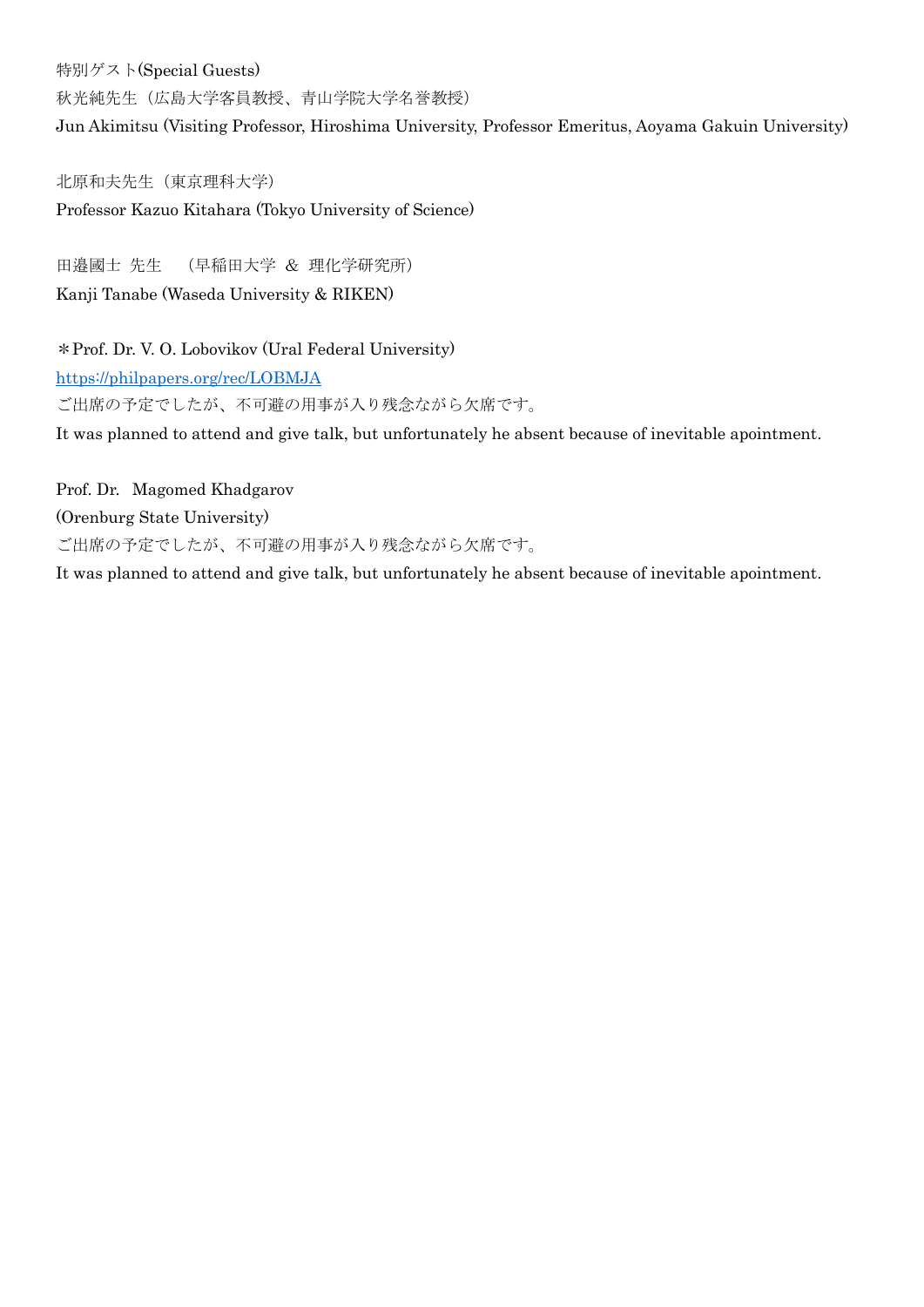特別ゲスト(Special Guests)

秋光純先生（広島大学客員教授、青山学院大学名誉教授）

Jun Akimitsu (Visiting Professor, Hiroshima University, Professor Emeritus, Aoyama Gakuin University)

北原和夫先生（東京理科大学）

Professor Kazuo Kitahara (Tokyo University of Science)

田邉國士 先生 （早稲田大学 ＆ 理化学研究所）

Kanji Tanabe (Waseda University & RIKEN)

＊Prof. Dr. V. O. Lobovikov (Ural Federal University)

https://philpapers.org/rec/LOBMJA

ご出席の予定でしたが、不可避の用事が入り残念ながら欠席です。

It was planned to attend and give talk, but unfortunately he absent because of inevitable apointment.

Prof. Dr. Magomed Khadgarov

(Orenburg State University)

ご出席の予定でしたが、不可避の用事が入り残念ながら欠席です。

It was planned to attend and give talk, but unfortunately he absent because of inevitable apointment.